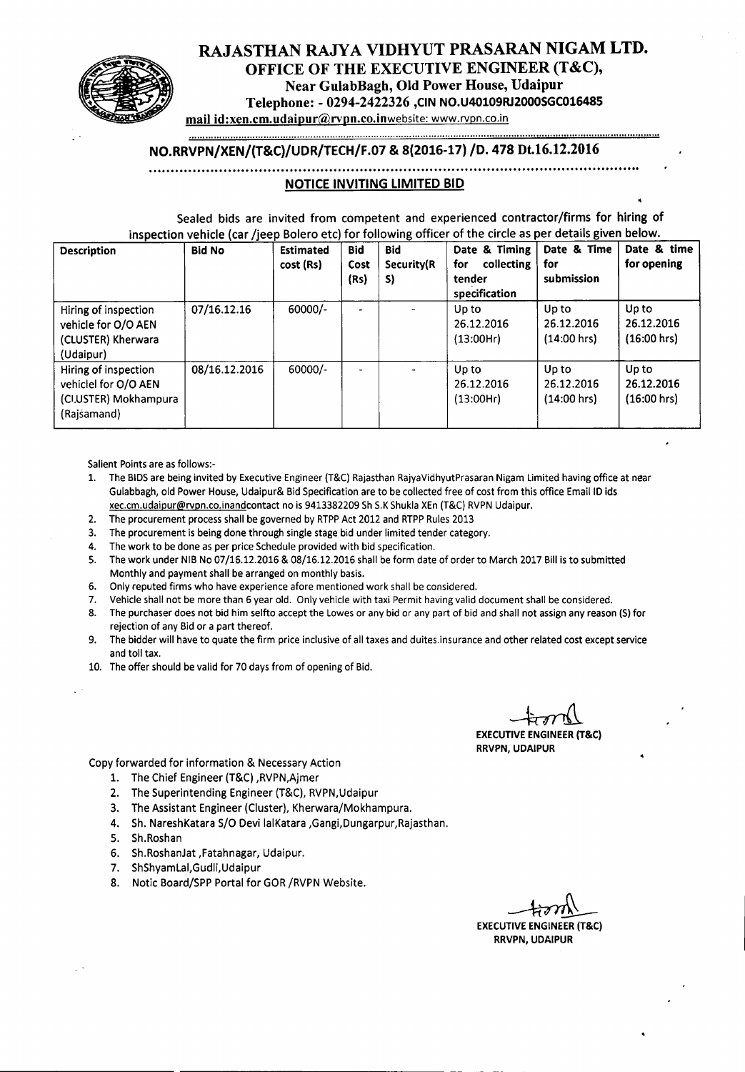# RAJASTHAN RAJYA VIDHYUT PRASARAN NIGAM LTD.

## OFFICE OF THE EXECUTIVE ENGINEER (T&C),

**Near GulabBagh, Old Power House, Udaipur**

**Telephone: - 0294-2422326 ,CIN NO.U40109RJ2000SGC016485**

**mail id:xen.cm.udaipur@rvpn.co.in**website: www.rvpn.co.in

## NO.RRVPN/XEN/(T&C)/UDR/TECH/F.07 & 8(2016-17) /D. 478 Dt.16.12.2016

### NOTICE INVITING LIMITED BID

Sealed bids are invited from competent and experienced contractor/firms for hiring of inspection vehicle (car /jeep Bolero etc) for following officer of the circle as per details given below.

| Description | Bid No | Estimated cost (Rs) | Bid Cost (Rs) | Bid Security(Rs) | Date & Timing for collecting tender specification | Date & Time for submission | Date & time for opening |
|---|---|---|---|---|---|---|---|
| Hiring of inspection vehicle for O/O AEN (CLUSTER) Kherwara (Udaipur) | 07/16.12.16 | 60000/- | - | - | Up to 26.12.2016 (13:00Hr) | Up to 26.12.2016 (14:00 hrs) | Up to 26.12.2016 (16:00 hrs) |
| Hiring of inspection vehiclel for O/O AEN (CLUSTER) Mokhampura (Rajsamand) | 08/16.12.2016 | 60000/- | - | - | Up to 26.12.2016 (13:00Hr) | Up to 26.12.2016 (14:00 hrs) | Up to 26.12.2016 (16:00 hrs) |

Salient Points are as follows:-

1. The BIDS are being invited by Executive Engineer (T&C) Rajasthan RajyaVidhyutPrasaran Nigam Limited having office at near Gulabbagh, old Power House, Udaipur& Bid Specification are to be collected free of cost from this office Email ID ids xec.cm.udaipur@rvpn.co.inandcontact no is 9413382209 Sh S.K Shukla XEn (T&C) RVPN Udaipur.
2. The procurement process shall be governed by RTPP Act 2012 and RTPP Rules 2013
3. The procurement is being done through single stage bid under limited tender category.
4. The work to be done as per price Schedule provided with bid specification.
5. The work under NIB No 07/16.12.2016 & 08/16.12.2016 shall be form date of order to March 2017 Bill is to submitted Monthly and payment shall be arranged on monthly basis.
6. Only reputed firms who have experience afore mentioned work shall be considered.
7. Vehicle shall not be more than 6 year old. Only vehicle with taxi Permit having valid document shall be considered.
8. The purchaser does not bid him selfto accept the Lowes or any bid or any part of bid and shall not assign any reason (S) for rejection of any Bid or a part thereof.
9. The bidder will have to quate the firm price inclusive of all taxes and duites.insurance and other related cost except service and toll tax.
10. The offer should be valid for 70 days from of opening of Bid.

**EXECUTIVE ENGINEER (T&C)**
**RRVPN, UDAIPUR**

Copy forwarded for information & Necessary Action

1. The Chief Engineer (T&C) ,RVPN,Ajmer
2. The Superintending Engineer (T&C), RVPN,Udaipur
3. The Assistant Engineer (Cluster), Kherwara/Mokhampura.
4. Sh. NareshKatara S/O Devi lalKatara ,Gangi,Dungarpur,Rajasthan.
5. Sh.Roshan
6. Sh.RoshanJat ,Fatahnagar, Udaipur.
7. ShShyamLal,Gudli,Udaipur
8. Notic Board/SPP Portal for GOR /RVPN Website.

**EXECUTIVE ENGINEER (T&C)**
**RRVPN, UDAIPUR**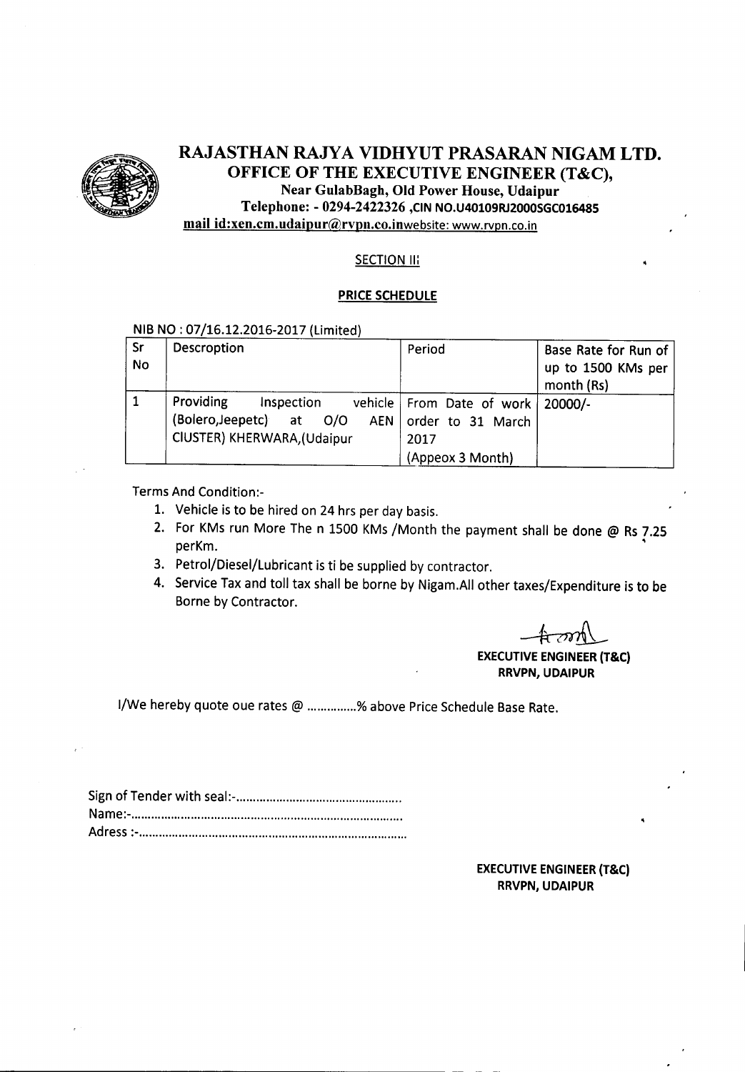# RAJASTHAN RAJYA VIDHYUT PRASARAN NIGAM LTD.

## OFFICE OF THE EXECUTIVE ENGINEER (T&C),

**Near GulabBagh, Old Power House, Udaipur**

**Telephone: - 0294-2422326 ,CIN NO.U40109RJ2000SGC016485**

**mail id:xen.cm.udaipur@rvpn.co.in**website: www.rvpn.co.in

**SECTION III**

**PRICE SCHEDULE**

NIB NO : 07/16.12.2016-2017 (Limited)

| Sr No | Descroption | Period | Base Rate for Run of up to 1500 KMs per month (Rs) |
|---|---|---|---|
| 1 | Providing Inspection vehicle (Bolero,Jeepetc) at O/O AEN CIUSTER) KHERWARA,(Udaipur | From Date of work order to 31 March 2017 (Appeox 3 Month) | 20000/- |

Terms And Condition:-

1. Vehicle is to be hired on 24 hrs per day basis.
2. For KMs run More The n 1500 KMs /Month the payment shall be done @ Rs 7.25 perKm.
3. Petrol/Diesel/Lubricant is ti be supplied by contractor.
4. Service Tax and toll tax shall be borne by Nigam.All other taxes/Expenditure is to be Borne by Contractor.

**EXECUTIVE ENGINEER (T&C)**
**RRVPN, UDAIPUR**

I/We hereby quote oue rates @ ..............% above Price Schedule Base Rate.

Sign of Tender with seal:-.................................................

Name:-.................................................................................

Adress :-...............................................................................

**EXECUTIVE ENGINEER (T&C)**
**RRVPN, UDAIPUR**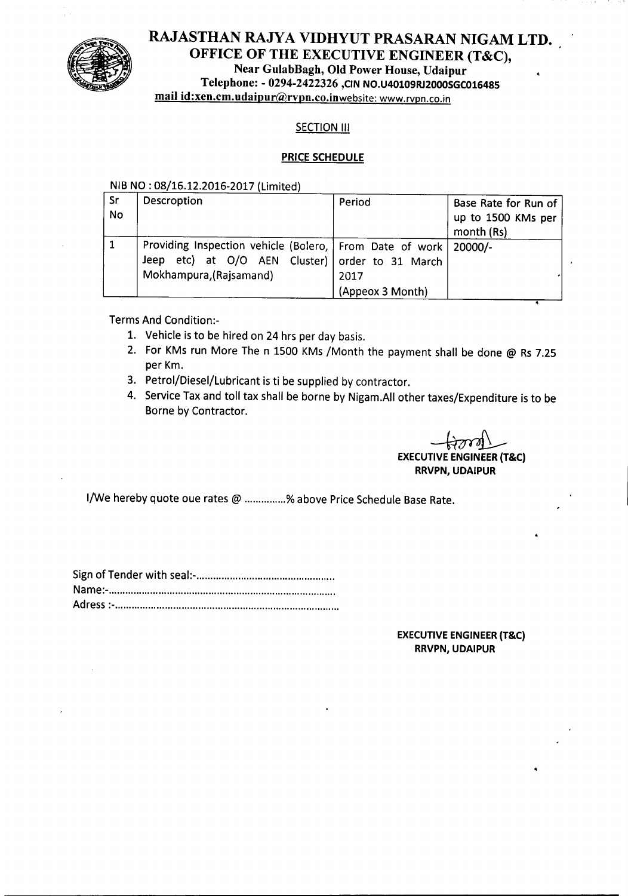# RAJASTHAN RAJYA VIDHYUT PRASARAN NIGAM LTD.

## OFFICE OF THE EXECUTIVE ENGINEER (T&C),

**Near GulabBagh, Old Power House, Udaipur**

**Telephone: - 0294-2422326 ,CIN NO.U40109RJ2000SGC016485**

**mail id:xen.cm.udaipur@rvpn.co.inwebsite: www.rvpn.co.in**

**SECTION III**

**PRICE SCHEDULE**

NIB NO : 08/16.12.2016-2017 (Limited)

| Sr No | Descroption | Period | Base Rate for Run of up to 1500 KMs per month (Rs) |
|---|---|---|---|
| 1 | Providing Inspection vehicle (Bolero, Jeep etc) at O/O AEN Cluster) Mokhampura,(Rajsamand) | From Date of work order to 31 March 2017 (Appeox 3 Month) | 20000/- |

Terms And Condition:-

1. Vehicle is to be hired on 24 hrs per day basis.
2. For KMs run More The n 1500 KMs /Month the payment shall be done @ Rs 7.25 per Km.
3. Petrol/Diesel/Lubricant is ti be supplied by contractor.
4. Service Tax and toll tax shall be borne by Nigam.All other taxes/Expenditure is to be Borne by Contractor.

**EXECUTIVE ENGINEER (T&C)**
**RRVPN, UDAIPUR**

I/We hereby quote oue rates @ ...............% above Price Schedule Base Rate.

Sign of Tender with seal:-..................................................

Name:-..................................................................................

Adress :-................................................................................

**EXECUTIVE ENGINEER (T&C)**
**RRVPN, UDAIPUR**